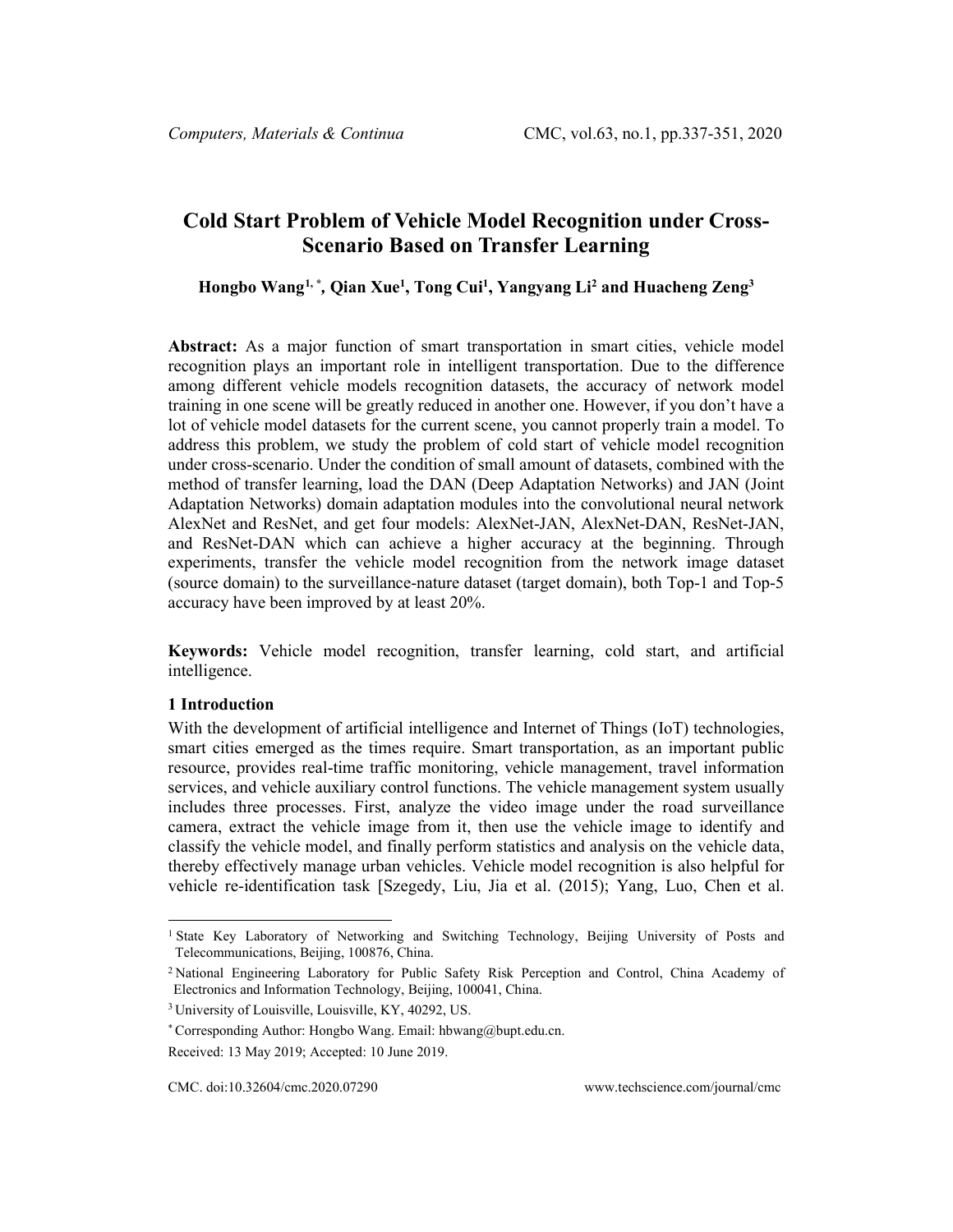# Cold Start Problem of Vehicle Model Recognition under Cross-Scenario Based on Transfer Learning

**Hongbo Wang[1, *], Qian Xue[1], Tong Cui[1], Yangyang Li[2] and Huacheng Zeng[3]**

**Abstract:** As a major function of smart transportation in smart cities, vehicle model recognition plays an important role in intelligent transportation. Due to the difference among different vehicle models recognition datasets, the accuracy of network model training in one scene will be greatly reduced in another one. However, if you don't have a lot of vehicle model datasets for the current scene, you cannot properly train a model. To address this problem, we study the problem of cold start of vehicle model recognition under cross-scenario. Under the condition of small amount of datasets, combined with the method of transfer learning, load the DAN (Deep Adaptation Networks) and JAN (Joint Adaptation Networks) domain adaptation modules into the convolutional neural network AlexNet and ResNet, and get four models: AlexNet-JAN, AlexNet-DAN, ResNet-JAN, and ResNet-DAN which can achieve a higher accuracy at the beginning. Through experiments, transfer the vehicle model recognition from the network image dataset (source domain) to the surveillance-nature dataset (target domain), both Top-1 and Top-5 accuracy have been improved by at least 20%.

**Keywords:** Vehicle model recognition, transfer learning, cold start, and artificial intelligence.

## 1 Introduction

With the development of artificial intelligence and Internet of Things (IoT) technologies, smart cities emerged as the times require. Smart transportation, as an important public resource, provides real-time traffic monitoring, vehicle management, travel information services, and vehicle auxiliary control functions. The vehicle management system usually includes three processes. First, analyze the video image under the road surveillance camera, extract the vehicle image from it, then use the vehicle image to identify and classify the vehicle model, and finally perform statistics and analysis on the vehicle data, thereby effectively manage urban vehicles. Vehicle model recognition is also helpful for vehicle re-identification task [Szegedy, Liu, Jia et al. (2015); Yang, Luo, Chen et al.

---

[1] State Key Laboratory of Networking and Switching Technology, Beijing University of Posts and Telecommunications, Beijing, 100876, China.

[2] National Engineering Laboratory for Public Safety Risk Perception and Control, China Academy of Electronics and Information Technology, Beijing, 100041, China.

[3] University of Louisville, Louisville, KY, 40292, US.

[*] Corresponding Author: Hongbo Wang. Email: hbwang@bupt.edu.cn.

Received: 13 May 2019; Accepted: 10 June 2019.

CMC. doi:10.32604/cmc.2020.07290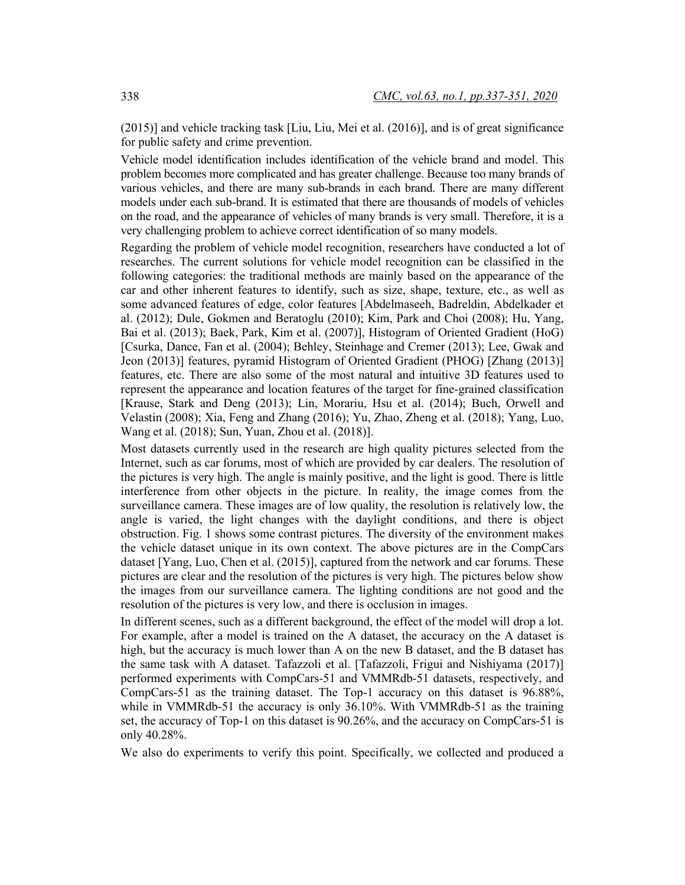(2015)] and vehicle tracking task [Liu, Liu, Mei et al. (2016)], and is of great significance for public safety and crime prevention.

Vehicle model identification includes identification of the vehicle brand and model. This problem becomes more complicated and has greater challenge. Because too many brands of various vehicles, and there are many sub-brands in each brand. There are many different models under each sub-brand. It is estimated that there are thousands of models of vehicles on the road, and the appearance of vehicles of many brands is very small. Therefore, it is a very challenging problem to achieve correct identification of so many models.

Regarding the problem of vehicle model recognition, researchers have conducted a lot of researches. The current solutions for vehicle model recognition can be classified in the following categories: the traditional methods are mainly based on the appearance of the car and other inherent features to identify, such as size, shape, texture, etc., as well as some advanced features of edge, color features [Abdelmaseeh, Badreldin, Abdelkader et al. (2012); Dule, Gokmen and Beratoglu (2010); Kim, Park and Choi (2008); Hu, Yang, Bai et al. (2013); Baek, Park, Kim et al. (2007)], Histogram of Oriented Gradient (HoG) [Csurka, Dance, Fan et al. (2004); Behley, Steinhage and Cremer (2013); Lee, Gwak and Jeon (2013)] features, pyramid Histogram of Oriented Gradient (PHOG) [Zhang (2013)] features, etc. There are also some of the most natural and intuitive 3D features used to represent the appearance and location features of the target for fine-grained classification [Krause, Stark and Deng (2013); Lin, Morariu, Hsu et al. (2014); Buch, Orwell and Velastin (2008); Xia, Feng and Zhang (2016); Yu, Zhao, Zheng et al. (2018); Yang, Luo, Wang et al. (2018); Sun, Yuan, Zhou et al. (2018)].

Most datasets currently used in the research are high quality pictures selected from the Internet, such as car forums, most of which are provided by car dealers. The resolution of the pictures is very high. The angle is mainly positive, and the light is good. There is little interference from other objects in the picture. In reality, the image comes from the surveillance camera. These images are of low quality, the resolution is relatively low, the angle is varied, the light changes with the daylight conditions, and there is object obstruction. Fig. 1 shows some contrast pictures. The diversity of the environment makes the vehicle dataset unique in its own context. The above pictures are in the CompCars dataset [Yang, Luo, Chen et al. (2015)], captured from the network and car forums. These pictures are clear and the resolution of the pictures is very high. The pictures below show the images from our surveillance camera. The lighting conditions are not good and the resolution of the pictures is very low, and there is occlusion in images.

In different scenes, such as a different background, the effect of the model will drop a lot. For example, after a model is trained on the A dataset, the accuracy on the A dataset is high, but the accuracy is much lower than A on the new B dataset, and the B dataset has the same task with A dataset. Tafazzoli et al. [Tafazzoli, Frigui and Nishiyama (2017)] performed experiments with CompCars-51 and VMMRdb-51 datasets, respectively, and CompCars-51 as the training dataset. The Top-1 accuracy on this dataset is 96.88%, while in VMMRdb-51 the accuracy is only 36.10%. With VMMRdb-51 as the training set, the accuracy of Top-1 on this dataset is 90.26%, and the accuracy on CompCars-51 is only 40.28%.

We also do experiments to verify this point. Specifically, we collected and produced a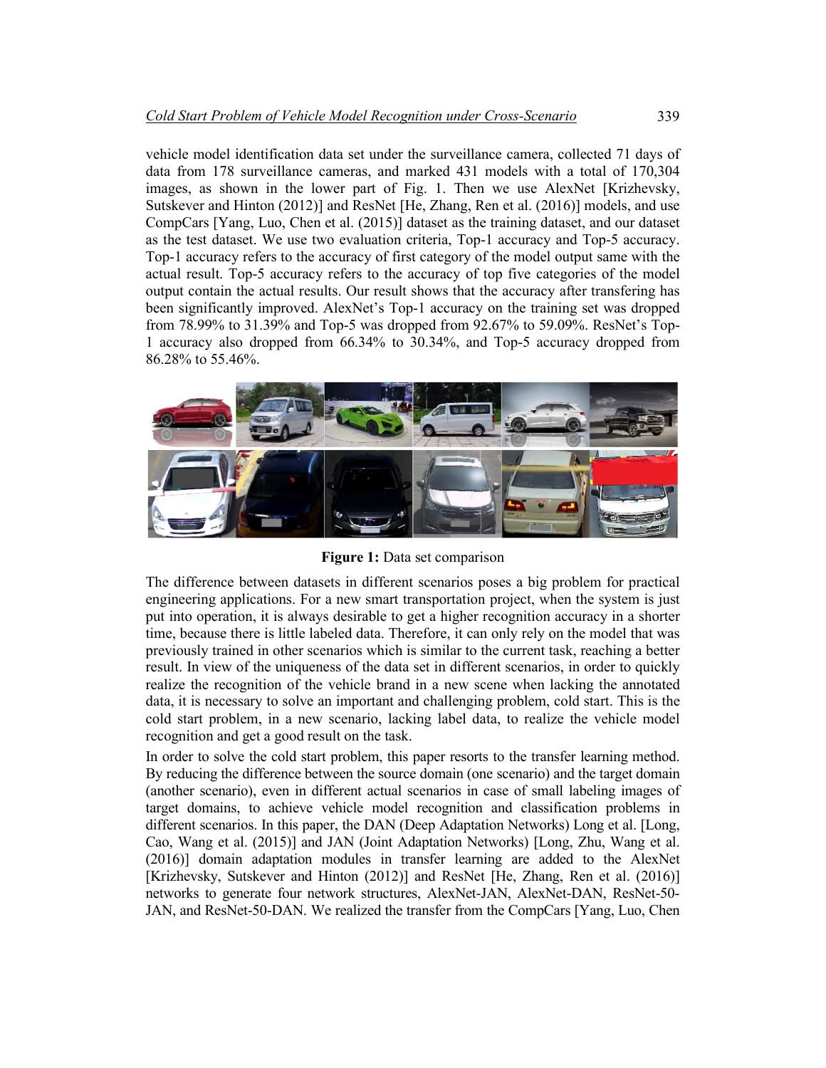vehicle model identification data set under the surveillance camera, collected 71 days of data from 178 surveillance cameras, and marked 431 models with a total of 170,304 images, as shown in the lower part of Fig. 1. Then we use AlexNet [Krizhevsky, Sutskever and Hinton (2012)] and ResNet [He, Zhang, Ren et al. (2016)] models, and use CompCars [Yang, Luo, Chen et al. (2015)] dataset as the training dataset, and our dataset as the test dataset. We use two evaluation criteria, Top-1 accuracy and Top-5 accuracy. Top-1 accuracy refers to the accuracy of first category of the model output same with the actual result. Top-5 accuracy refers to the accuracy of top five categories of the model output contain the actual results. Our result shows that the accuracy after transfering has been significantly improved. AlexNet's Top-1 accuracy on the training set was dropped from 78.99% to 31.39% and Top-5 was dropped from 92.67% to 59.09%. ResNet's Top-1 accuracy also dropped from 66.34% to 30.34%, and Top-5 accuracy dropped from 86.28% to 55.46%.

**Figure 1:** Data set comparison

The difference between datasets in different scenarios poses a big problem for practical engineering applications. For a new smart transportation project, when the system is just put into operation, it is always desirable to get a higher recognition accuracy in a shorter time, because there is little labeled data. Therefore, it can only rely on the model that was previously trained in other scenarios which is similar to the current task, reaching a better result. In view of the uniqueness of the data set in different scenarios, in order to quickly realize the recognition of the vehicle brand in a new scene when lacking the annotated data, it is necessary to solve an important and challenging problem, cold start. This is the cold start problem, in a new scenario, lacking label data, to realize the vehicle model recognition and get a good result on the task.

In order to solve the cold start problem, this paper resorts to the transfer learning method. By reducing the difference between the source domain (one scenario) and the target domain (another scenario), even in different actual scenarios in case of small labeling images of target domains, to achieve vehicle model recognition and classification problems in different scenarios. In this paper, the DAN (Deep Adaptation Networks) Long et al. [Long, Cao, Wang et al. (2015)] and JAN (Joint Adaptation Networks) [Long, Zhu, Wang et al. (2016)] domain adaptation modules in transfer learning are added to the AlexNet [Krizhevsky, Sutskever and Hinton (2012)] and ResNet [He, Zhang, Ren et al. (2016)] networks to generate four network structures, AlexNet-JAN, AlexNet-DAN, ResNet-50-JAN, and ResNet-50-DAN. We realized the transfer from the CompCars [Yang, Luo, Chen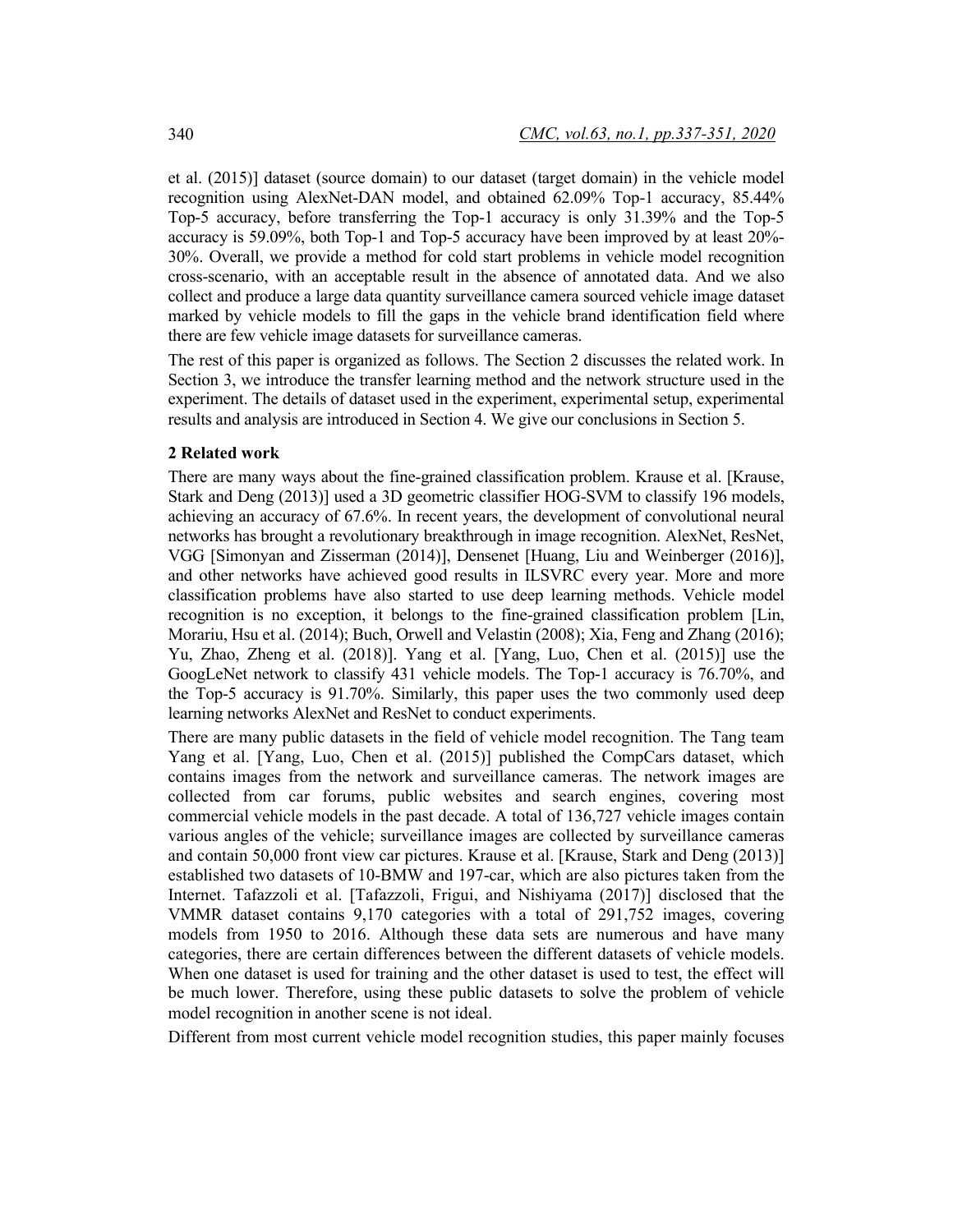et al. (2015)] dataset (source domain) to our dataset (target domain) in the vehicle model recognition using AlexNet-DAN model, and obtained 62.09% Top-1 accuracy, 85.44% Top-5 accuracy, before transferring the Top-1 accuracy is only 31.39% and the Top-5 accuracy is 59.09%, both Top-1 and Top-5 accuracy have been improved by at least 20%-30%. Overall, we provide a method for cold start problems in vehicle model recognition cross-scenario, with an acceptable result in the absence of annotated data. And we also collect and produce a large data quantity surveillance camera sourced vehicle image dataset marked by vehicle models to fill the gaps in the vehicle brand identification field where there are few vehicle image datasets for surveillance cameras.

The rest of this paper is organized as follows. The Section 2 discusses the related work. In Section 3, we introduce the transfer learning method and the network structure used in the experiment. The details of dataset used in the experiment, experimental setup, experimental results and analysis are introduced in Section 4. We give our conclusions in Section 5.

## 2 Related work

There are many ways about the fine-grained classification problem. Krause et al. [Krause, Stark and Deng (2013)] used a 3D geometric classifier HOG-SVM to classify 196 models, achieving an accuracy of 67.6%. In recent years, the development of convolutional neural networks has brought a revolutionary breakthrough in image recognition. AlexNet, ResNet, VGG [Simonyan and Zisserman (2014)], Densenet [Huang, Liu and Weinberger (2016)], and other networks have achieved good results in ILSVRC every year. More and more classification problems have also started to use deep learning methods. Vehicle model recognition is no exception, it belongs to the fine-grained classification problem [Lin, Morariu, Hsu et al. (2014); Buch, Orwell and Velastin (2008); Xia, Feng and Zhang (2016); Yu, Zhao, Zheng et al. (2018)]. Yang et al. [Yang, Luo, Chen et al. (2015)] use the GoogLeNet network to classify 431 vehicle models. The Top-1 accuracy is 76.70%, and the Top-5 accuracy is 91.70%. Similarly, this paper uses the two commonly used deep learning networks AlexNet and ResNet to conduct experiments.

There are many public datasets in the field of vehicle model recognition. The Tang team Yang et al. [Yang, Luo, Chen et al. (2015)] published the CompCars dataset, which contains images from the network and surveillance cameras. The network images are collected from car forums, public websites and search engines, covering most commercial vehicle models in the past decade. A total of 136,727 vehicle images contain various angles of the vehicle; surveillance images are collected by surveillance cameras and contain 50,000 front view car pictures. Krause et al. [Krause, Stark and Deng (2013)] established two datasets of 10-BMW and 197-car, which are also pictures taken from the Internet. Tafazzoli et al. [Tafazzoli, Frigui, and Nishiyama (2017)] disclosed that the VMMR dataset contains 9,170 categories with a total of 291,752 images, covering models from 1950 to 2016. Although these data sets are numerous and have many categories, there are certain differences between the different datasets of vehicle models. When one dataset is used for training and the other dataset is used to test, the effect will be much lower. Therefore, using these public datasets to solve the problem of vehicle model recognition in another scene is not ideal.

Different from most current vehicle model recognition studies, this paper mainly focuses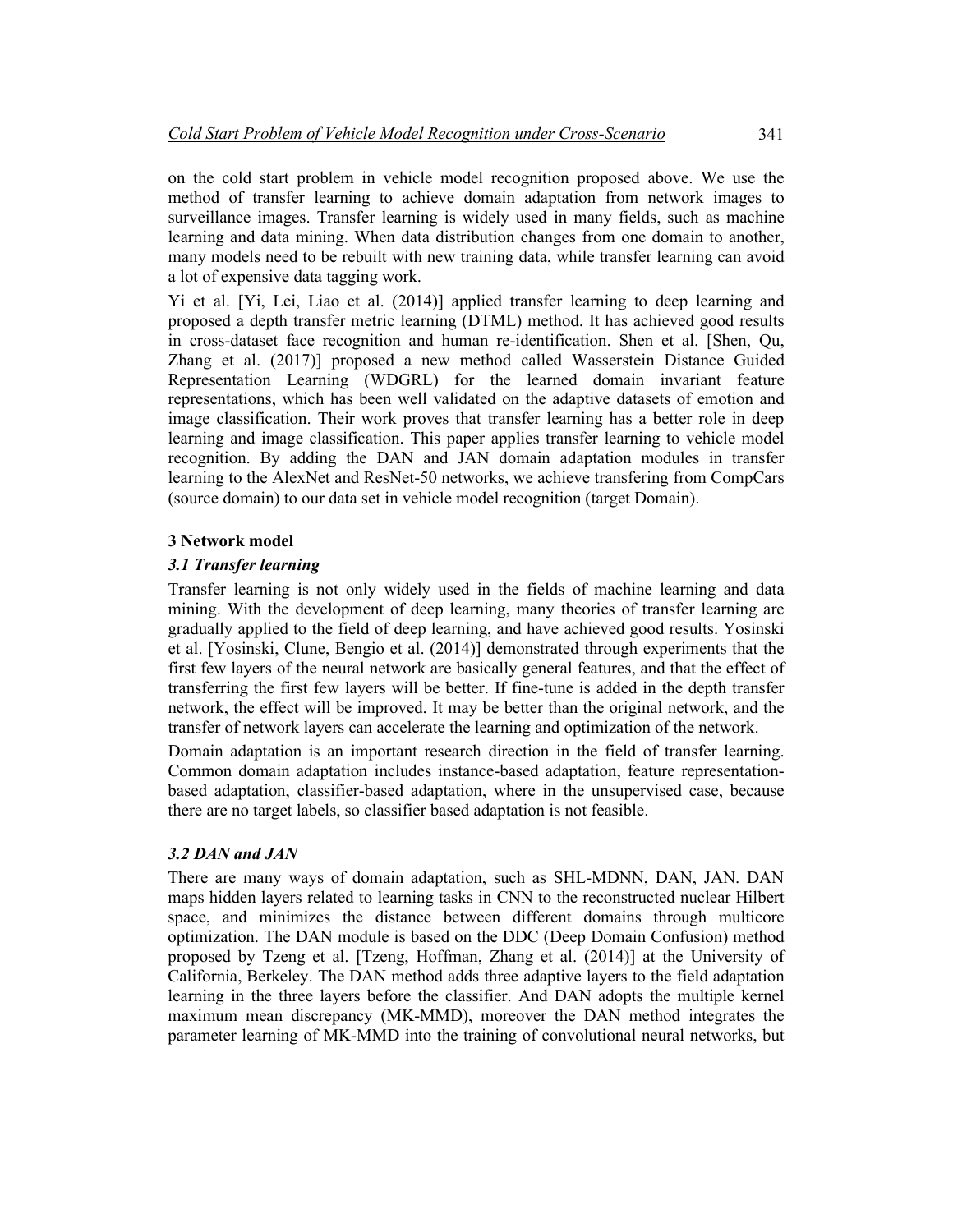on the cold start problem in vehicle model recognition proposed above. We use the method of transfer learning to achieve domain adaptation from network images to surveillance images. Transfer learning is widely used in many fields, such as machine learning and data mining. When data distribution changes from one domain to another, many models need to be rebuilt with new training data, while transfer learning can avoid a lot of expensive data tagging work.

Yi et al. [Yi, Lei, Liao et al. (2014)] applied transfer learning to deep learning and proposed a depth transfer metric learning (DTML) method. It has achieved good results in cross-dataset face recognition and human re-identification. Shen et al. [Shen, Qu, Zhang et al. (2017)] proposed a new method called Wasserstein Distance Guided Representation Learning (WDGRL) for the learned domain invariant feature representations, which has been well validated on the adaptive datasets of emotion and image classification. Their work proves that transfer learning has a better role in deep learning and image classification. This paper applies transfer learning to vehicle model recognition. By adding the DAN and JAN domain adaptation modules in transfer learning to the AlexNet and ResNet-50 networks, we achieve transfering from CompCars (source domain) to our data set in vehicle model recognition (target Domain).

## 3 Network model

### *3.1 Transfer learning*

Transfer learning is not only widely used in the fields of machine learning and data mining. With the development of deep learning, many theories of transfer learning are gradually applied to the field of deep learning, and have achieved good results. Yosinski et al. [Yosinski, Clune, Bengio et al. (2014)] demonstrated through experiments that the first few layers of the neural network are basically general features, and that the effect of transferring the first few layers will be better. If fine-tune is added in the depth transfer network, the effect will be improved. It may be better than the original network, and the transfer of network layers can accelerate the learning and optimization of the network.

Domain adaptation is an important research direction in the field of transfer learning. Common domain adaptation includes instance-based adaptation, feature representation-based adaptation, classifier-based adaptation, where in the unsupervised case, because there are no target labels, so classifier based adaptation is not feasible.

### *3.2 DAN and JAN*

There are many ways of domain adaptation, such as SHL-MDNN, DAN, JAN. DAN maps hidden layers related to learning tasks in CNN to the reconstructed nuclear Hilbert space, and minimizes the distance between different domains through multicore optimization. The DAN module is based on the DDC (Deep Domain Confusion) method proposed by Tzeng et al. [Tzeng, Hoffman, Zhang et al. (2014)] at the University of California, Berkeley. The DAN method adds three adaptive layers to the field adaptation learning in the three layers before the classifier. And DAN adopts the multiple kernel maximum mean discrepancy (MK-MMD), moreover the DAN method integrates the parameter learning of MK-MMD into the training of convolutional neural networks, but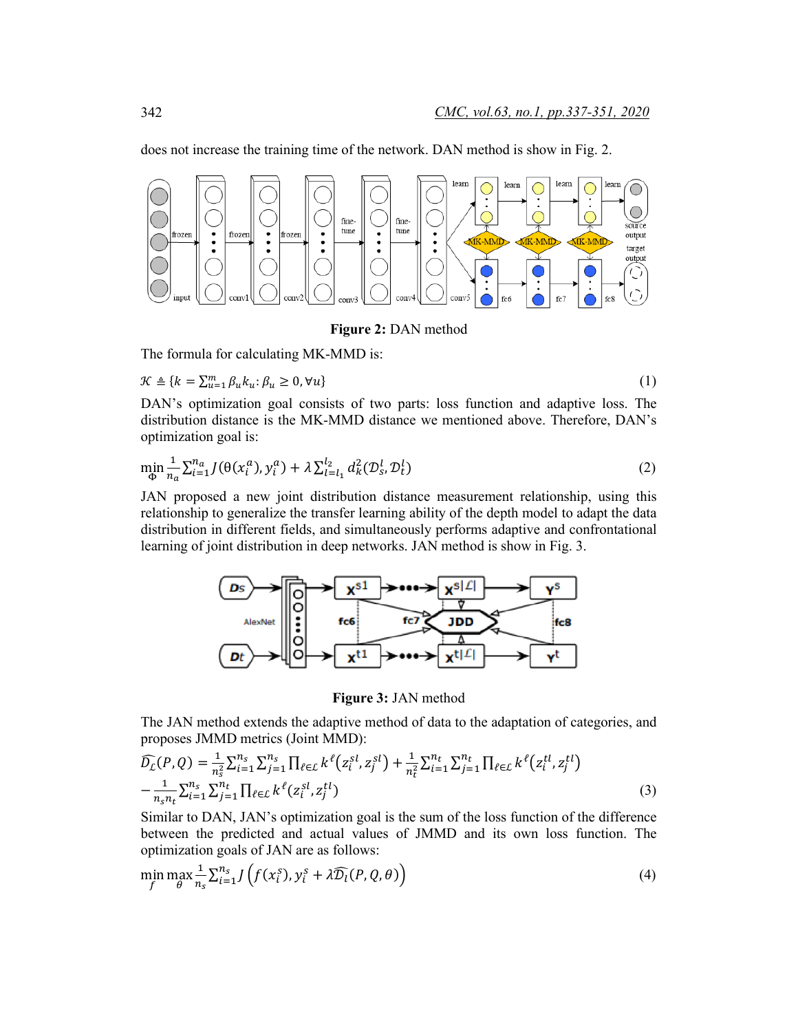does not increase the training time of the network. DAN method is show in Fig. 2.

**Figure 2:** DAN method

The formula for calculating MK-MMD is:

$$\mathcal{K} \triangleq \{k = \sum_{u=1}^{m} \beta_u k_u : \beta_u \geq 0, \forall u\} \tag{1}$$

DAN's optimization goal consists of two parts: loss function and adaptive loss. The distribution distance is the MK-MMD distance we mentioned above. Therefore, DAN's optimization goal is:

$$\min_{\Phi} \frac{1}{n_a} \sum_{i=1}^{n_a} J(\theta(x_i^a), y_i^a) + \lambda \sum_{l=l_1}^{l_2} d_k^2(\mathcal{D}_s^l, \mathcal{D}_t^l) \tag{2}$$

JAN proposed a new joint distribution distance measurement relationship, using this relationship to generalize the transfer learning ability of the depth model to adapt the data distribution in different fields, and simultaneously performs adaptive and confrontational learning of joint distribution in deep networks. JAN method is show in Fig. 3.

**Figure 3:** JAN method

The JAN method extends the adaptive method of data to the adaptation of categories, and proposes JMMD metrics (Joint MMD):

$$\widehat{D_{\mathcal{L}}}(P,Q) = \frac{1}{n_s^2} \sum_{i=1}^{n_s} \sum_{j=1}^{n_s} \prod_{\ell \in \mathcal{L}} k^{\ell}(z_i^{sl}, z_j^{sl}) + \frac{1}{n_t^2} \sum_{i=1}^{n_t} \sum_{j=1}^{n_t} \prod_{\ell \in \mathcal{L}} k^{\ell}(z_i^{tl}, z_j^{tl})$$
$$- \frac{1}{n_s n_t} \sum_{i=1}^{n_s} \sum_{j=1}^{n_t} \prod_{\ell \in \mathcal{L}} k^{\ell}(z_i^{sl}, z_j^{tl}) \tag{3}$$

Similar to DAN, JAN's optimization goal is the sum of the loss function of the difference between the predicted and actual values of JMMD and its own loss function. The optimization goals of JAN are as follows:

$$\min_{f} \max_{\theta} \frac{1}{n_s} \sum_{i=1}^{n_s} J\left(f(x_i^s), y_i^s + \lambda \widehat{D_l}(P, Q, \theta)\right) \tag{4}$$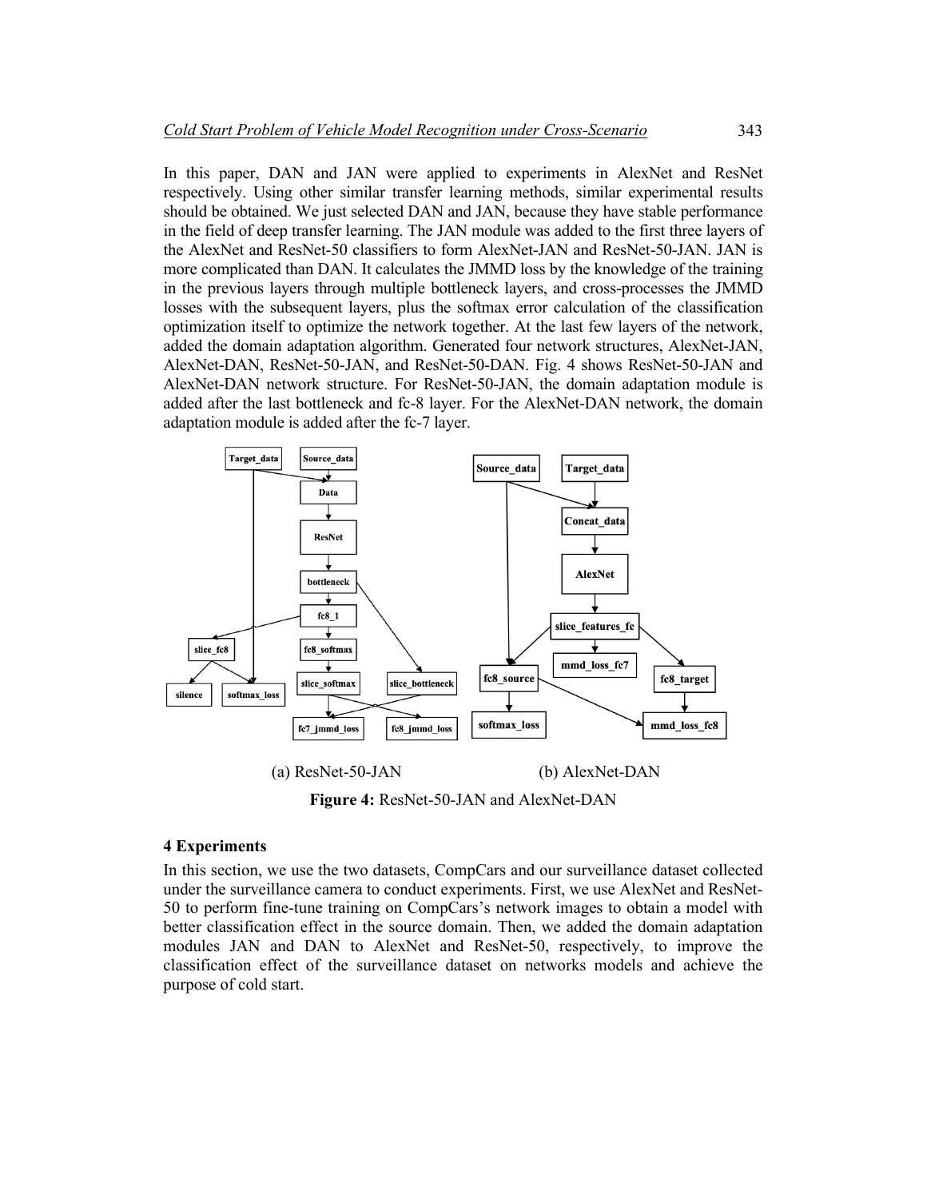In this paper, DAN and JAN were applied to experiments in AlexNet and ResNet respectively. Using other similar transfer learning methods, similar experimental results should be obtained. We just selected DAN and JAN, because they have stable performance in the field of deep transfer learning. The JAN module was added to the first three layers of the AlexNet and ResNet-50 classifiers to form AlexNet-JAN and ResNet-50-JAN. JAN is more complicated than DAN. It calculates the JMMD loss by the knowledge of the training in the previous layers through multiple bottleneck layers, and cross-processes the JMMD losses with the subsequent layers, plus the softmax error calculation of the classification optimization itself to optimize the network together. At the last few layers of the network, added the domain adaptation algorithm. Generated four network structures, AlexNet-JAN, AlexNet-DAN, ResNet-50-JAN, and ResNet-50-DAN. Fig. 4 shows ResNet-50-JAN and AlexNet-DAN network structure. For ResNet-50-JAN, the domain adaptation module is added after the last bottleneck and fc-8 layer. For the AlexNet-DAN network, the domain adaptation module is added after the fc-7 layer.

(a) ResNet-50-JAN (b) AlexNet-DAN

**Figure 4:** ResNet-50-JAN and AlexNet-DAN

### 4 Experiments

In this section, we use the two datasets, CompCars and our surveillance dataset collected under the surveillance camera to conduct experiments. First, we use AlexNet and ResNet-50 to perform fine-tune training on CompCars's network images to obtain a model with better classification effect in the source domain. Then, we added the domain adaptation modules JAN and DAN to AlexNet and ResNet-50, respectively, to improve the classification effect of the surveillance dataset on networks models and achieve the purpose of cold start.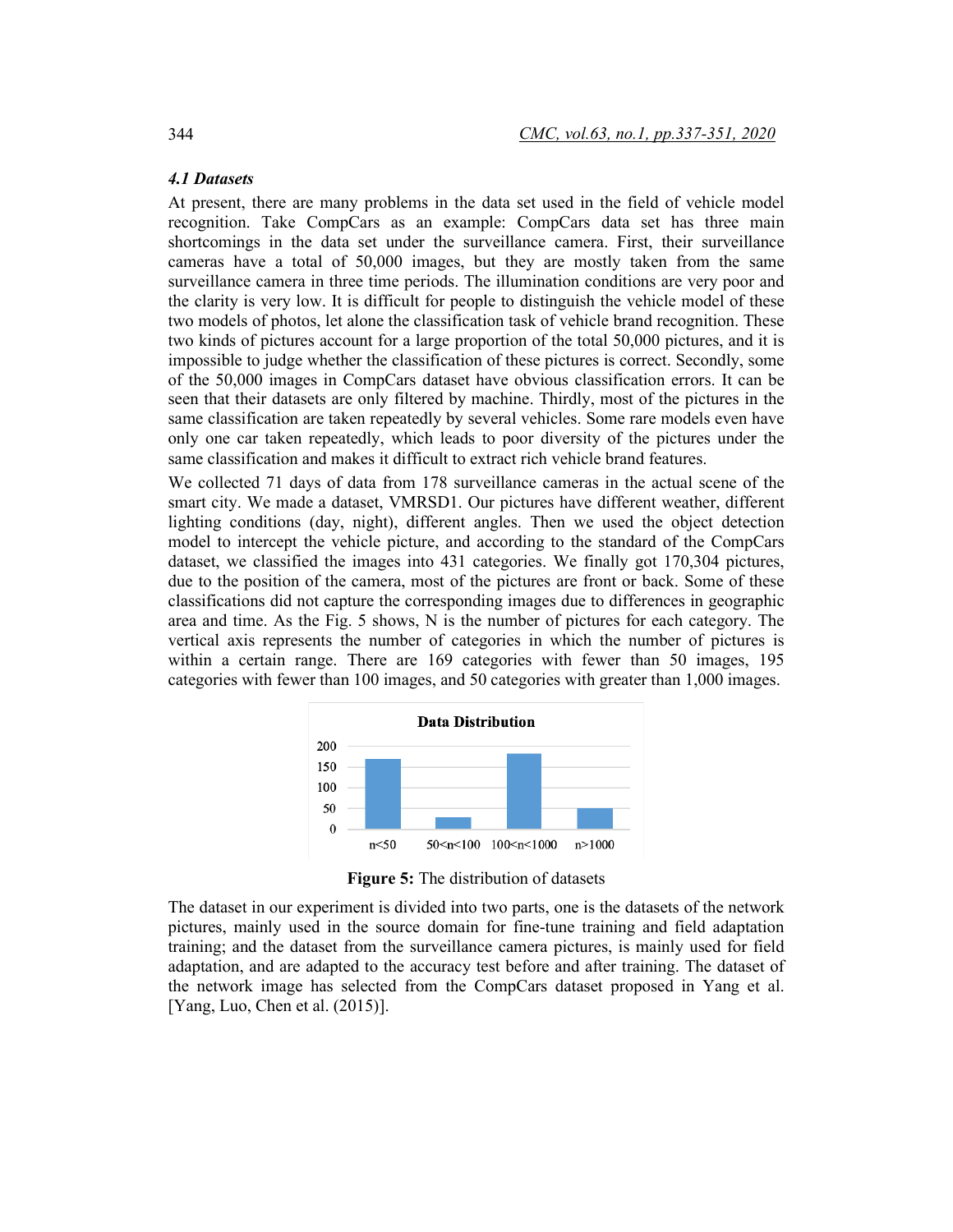### *4.1 Datasets*

At present, there are many problems in the data set used in the field of vehicle model recognition. Take CompCars as an example: CompCars data set has three main shortcomings in the data set under the surveillance camera. First, their surveillance cameras have a total of 50,000 images, but they are mostly taken from the same surveillance camera in three time periods. The illumination conditions are very poor and the clarity is very low. It is difficult for people to distinguish the vehicle model of these two models of photos, let alone the classification task of vehicle brand recognition. These two kinds of pictures account for a large proportion of the total 50,000 pictures, and it is impossible to judge whether the classification of these pictures is correct. Secondly, some of the 50,000 images in CompCars dataset have obvious classification errors. It can be seen that their datasets are only filtered by machine. Thirdly, most of the pictures in the same classification are taken repeatedly by several vehicles. Some rare models even have only one car taken repeatedly, which leads to poor diversity of the pictures under the same classification and makes it difficult to extract rich vehicle brand features.

We collected 71 days of data from 178 surveillance cameras in the actual scene of the smart city. We made a dataset, VMRSD1. Our pictures have different weather, different lighting conditions (day, night), different angles. Then we used the object detection model to intercept the vehicle picture, and according to the standard of the CompCars dataset, we classified the images into 431 categories. We finally got 170,304 pictures, due to the position of the camera, most of the pictures are front or back. Some of these classifications did not capture the corresponding images due to differences in geographic area and time. As the Fig. 5 shows, N is the number of pictures for each category. The vertical axis represents the number of categories in which the number of pictures is within a certain range. There are 169 categories with fewer than 50 images, 195 categories with fewer than 100 images, and 50 categories with greater than 1,000 images.

**Figure 5:** The distribution of datasets

The dataset in our experiment is divided into two parts, one is the datasets of the network pictures, mainly used in the source domain for fine-tune training and field adaptation training; and the dataset from the surveillance camera pictures, is mainly used for field adaptation, and are adapted to the accuracy test before and after training. The dataset of the network image has selected from the CompCars dataset proposed in Yang et al. [Yang, Luo, Chen et al. (2015)].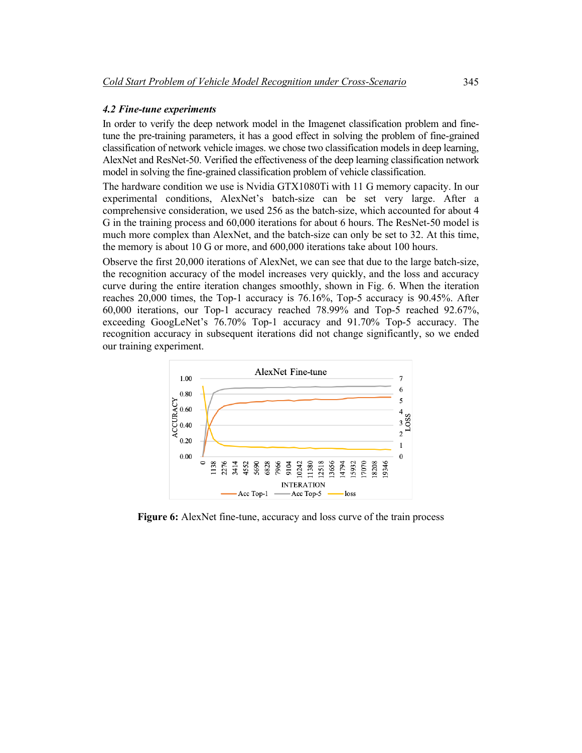### 4.2 Fine-tune experiments

In order to verify the deep network model in the Imagenet classification problem and fine-tune the pre-training parameters, it has a good effect in solving the problem of fine-grained classification of network vehicle images. we chose two classification models in deep learning, AlexNet and ResNet-50. Verified the effectiveness of the deep learning classification network model in solving the fine-grained classification problem of vehicle classification.

The hardware condition we use is Nvidia GTX1080Ti with 11 G memory capacity. In our experimental conditions, AlexNet's batch-size can be set very large. After a comprehensive consideration, we used 256 as the batch-size, which accounted for about 4 G in the training process and 60,000 iterations for about 6 hours. The ResNet-50 model is much more complex than AlexNet, and the batch-size can only be set to 32. At this time, the memory is about 10 G or more, and 600,000 iterations take about 100 hours.

Observe the first 20,000 iterations of AlexNet, we can see that due to the large batch-size, the recognition accuracy of the model increases very quickly, and the loss and accuracy curve during the entire iteration changes smoothly, shown in Fig. 6. When the iteration reaches 20,000 times, the Top-1 accuracy is 76.16%, Top-5 accuracy is 90.45%. After 60,000 iterations, our Top-1 accuracy reached 78.99% and Top-5 reached 92.67%, exceeding GoogLeNet's 76.70% Top-1 accuracy and 91.70% Top-5 accuracy. The recognition accuracy in subsequent iterations did not change significantly, so we ended our training experiment.

**Figure 6:** AlexNet fine-tune, accuracy and loss curve of the train process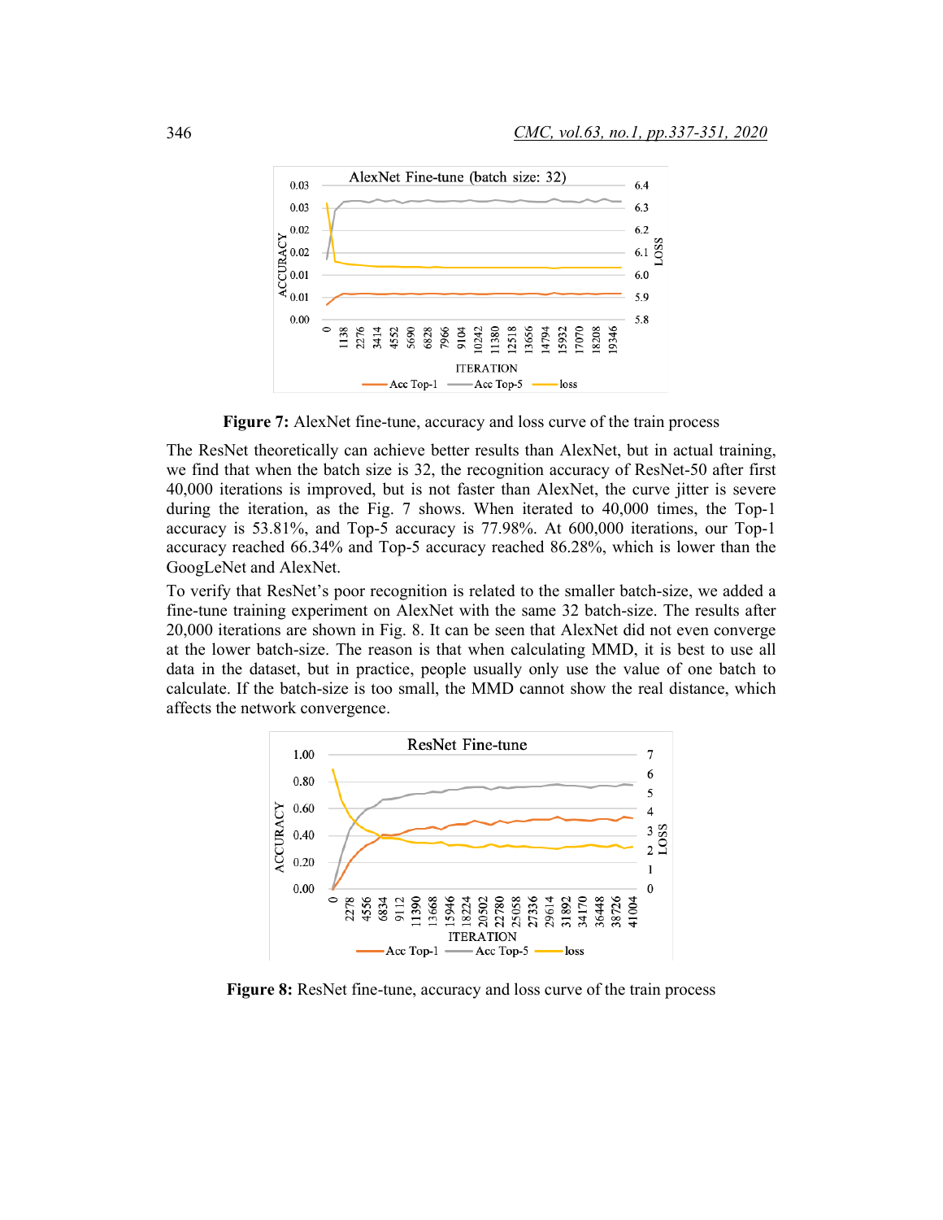**Figure 7:** AlexNet fine-tune, accuracy and loss curve of the train process

The ResNet theoretically can achieve better results than AlexNet, but in actual training, we find that when the batch size is 32, the recognition accuracy of ResNet-50 after first 40,000 iterations is improved, but is not faster than AlexNet, the curve jitter is severe during the iteration, as the Fig. 7 shows. When iterated to 40,000 times, the Top-1 accuracy is 53.81%, and Top-5 accuracy is 77.98%. At 600,000 iterations, our Top-1 accuracy reached 66.34% and Top-5 accuracy reached 86.28%, which is lower than the GoogLeNet and AlexNet.

To verify that ResNet's poor recognition is related to the smaller batch-size, we added a fine-tune training experiment on AlexNet with the same 32 batch-size. The results after 20,000 iterations are shown in Fig. 8. It can be seen that AlexNet did not even converge at the lower batch-size. The reason is that when calculating MMD, it is best to use all data in the dataset, but in practice, people usually only use the value of one batch to calculate. If the batch-size is too small, the MMD cannot show the real distance, which affects the network convergence.

**Figure 8:** ResNet fine-tune, accuracy and loss curve of the train process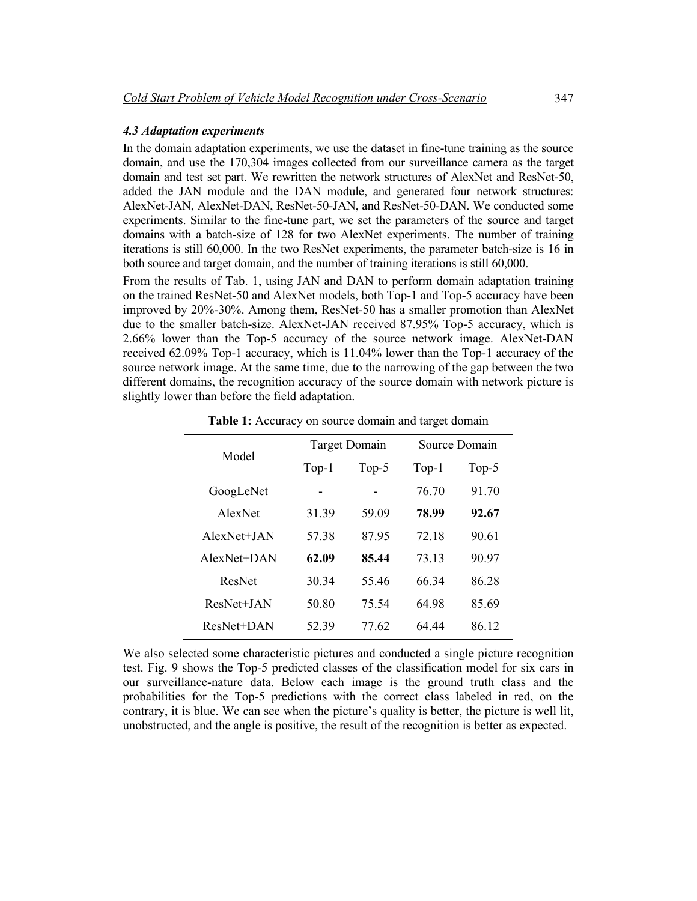### 4.3 Adaptation experiments

In the domain adaptation experiments, we use the dataset in fine-tune training as the source domain, and use the 170,304 images collected from our surveillance camera as the target domain and test set part. We rewritten the network structures of AlexNet and ResNet-50, added the JAN module and the DAN module, and generated four network structures: AlexNet-JAN, AlexNet-DAN, ResNet-50-JAN, and ResNet-50-DAN. We conducted some experiments. Similar to the fine-tune part, we set the parameters of the source and target domains with a batch-size of 128 for two AlexNet experiments. The number of training iterations is still 60,000. In the two ResNet experiments, the parameter batch-size is 16 in both source and target domain, and the number of training iterations is still 60,000.

From the results of Tab. 1, using JAN and DAN to perform domain adaptation training on the trained ResNet-50 and AlexNet models, both Top-1 and Top-5 accuracy have been improved by 20%-30%. Among them, ResNet-50 has a smaller promotion than AlexNet due to the smaller batch-size. AlexNet-JAN received 87.95% Top-5 accuracy, which is 2.66% lower than the Top-5 accuracy of the source network image. AlexNet-DAN received 62.09% Top-1 accuracy, which is 11.04% lower than the Top-1 accuracy of the source network image. At the same time, due to the narrowing of the gap between the two different domains, the recognition accuracy of the source domain with network picture is slightly lower than before the field adaptation.

**Table 1:** Accuracy on source domain and target domain

| Model | Target Domain | | Source Domain | |
|---|---|---|---|---|
| | Top-1 | Top-5 | Top-1 | Top-5 |
| GoogLeNet | - | - | 76.70 | 91.70 |
| AlexNet | 31.39 | 59.09 | **78.99** | **92.67** |
| AlexNet+JAN | 57.38 | 87.95 | 72.18 | 90.61 |
| AlexNet+DAN | **62.09** | **85.44** | 73.13 | 90.97 |
| ResNet | 30.34 | 55.46 | 66.34 | 86.28 |
| ResNet+JAN | 50.80 | 75.54 | 64.98 | 85.69 |
| ResNet+DAN | 52.39 | 77.62 | 64.44 | 86.12 |

We also selected some characteristic pictures and conducted a single picture recognition test. Fig. 9 shows the Top-5 predicted classes of the classification model for six cars in our surveillance-nature data. Below each image is the ground truth class and the probabilities for the Top-5 predictions with the correct class labeled in red, on the contrary, it is blue. We can see when the picture's quality is better, the picture is well lit, unobstructed, and the angle is positive, the result of the recognition is better as expected.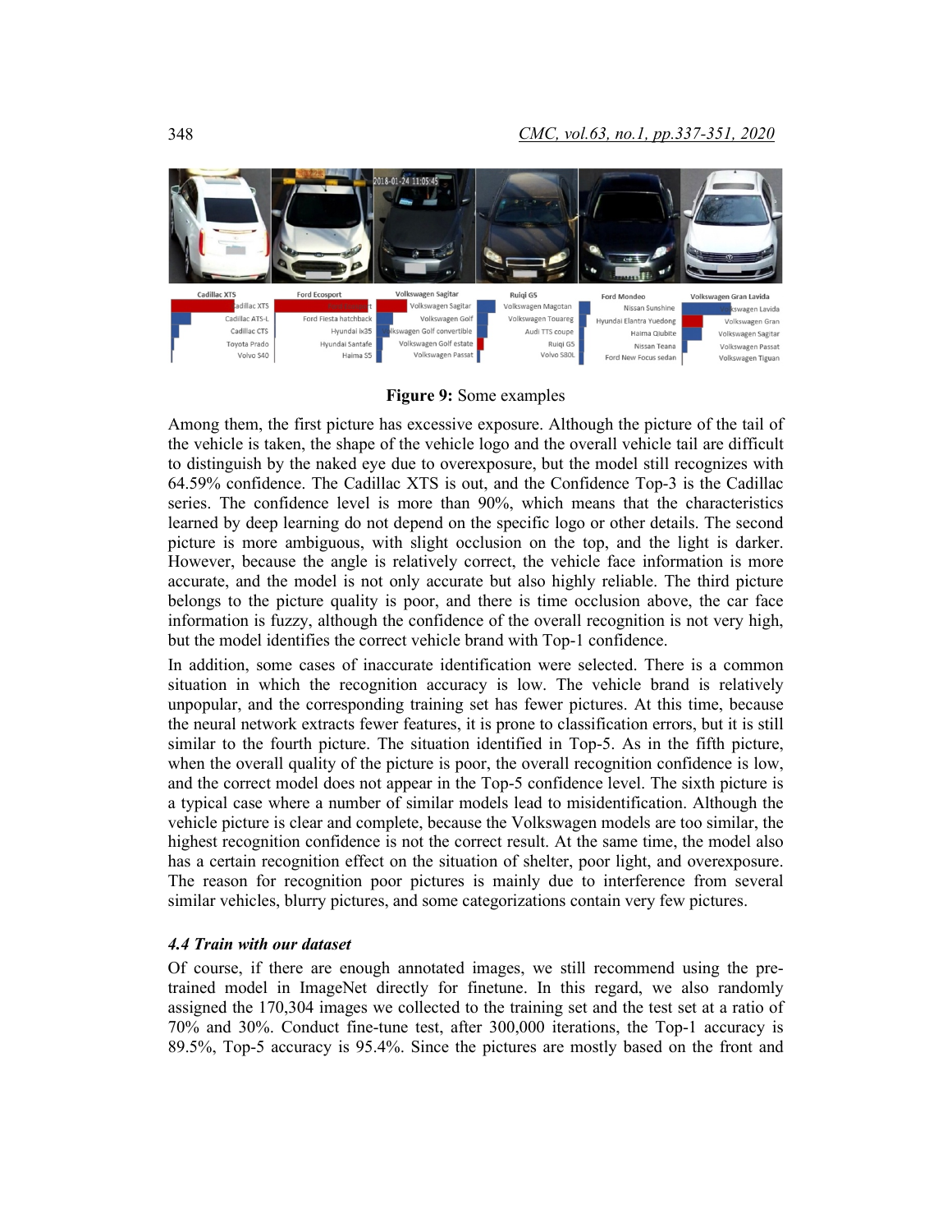**Figure 9:** Some examples

Among them, the first picture has excessive exposure. Although the picture of the tail of the vehicle is taken, the shape of the vehicle logo and the overall vehicle tail are difficult to distinguish by the naked eye due to overexposure, but the model still recognizes with 64.59% confidence. The Cadillac XTS is out, and the Confidence Top-3 is the Cadillac series. The confidence level is more than 90%, which means that the characteristics learned by deep learning do not depend on the specific logo or other details. The second picture is more ambiguous, with slight occlusion on the top, and the light is darker. However, because the angle is relatively correct, the vehicle face information is more accurate, and the model is not only accurate but also highly reliable. The third picture belongs to the picture quality is poor, and there is time occlusion above, the car face information is fuzzy, although the confidence of the overall recognition is not very high, but the model identifies the correct vehicle brand with Top-1 confidence.

In addition, some cases of inaccurate identification were selected. There is a common situation in which the recognition accuracy is low. The vehicle brand is relatively unpopular, and the corresponding training set has fewer pictures. At this time, because the neural network extracts fewer features, it is prone to classification errors, but it is still similar to the fourth picture. The situation identified in Top-5. As in the fifth picture, when the overall quality of the picture is poor, the overall recognition confidence is low, and the correct model does not appear in the Top-5 confidence level. The sixth picture is a typical case where a number of similar models lead to misidentification. Although the vehicle picture is clear and complete, because the Volkswagen models are too similar, the highest recognition confidence is not the correct result. At the same time, the model also has a certain recognition effect on the situation of shelter, poor light, and overexposure. The reason for recognition poor pictures is mainly due to interference from several similar vehicles, blurry pictures, and some categorizations contain very few pictures.

### *4.4 Train with our dataset*

Of course, if there are enough annotated images, we still recommend using the pre-trained model in ImageNet directly for finetune. In this regard, we also randomly assigned the 170,304 images we collected to the training set and the test set at a ratio of 70% and 30%. Conduct fine-tune test, after 300,000 iterations, the Top-1 accuracy is 89.5%, Top-5 accuracy is 95.4%. Since the pictures are mostly based on the front and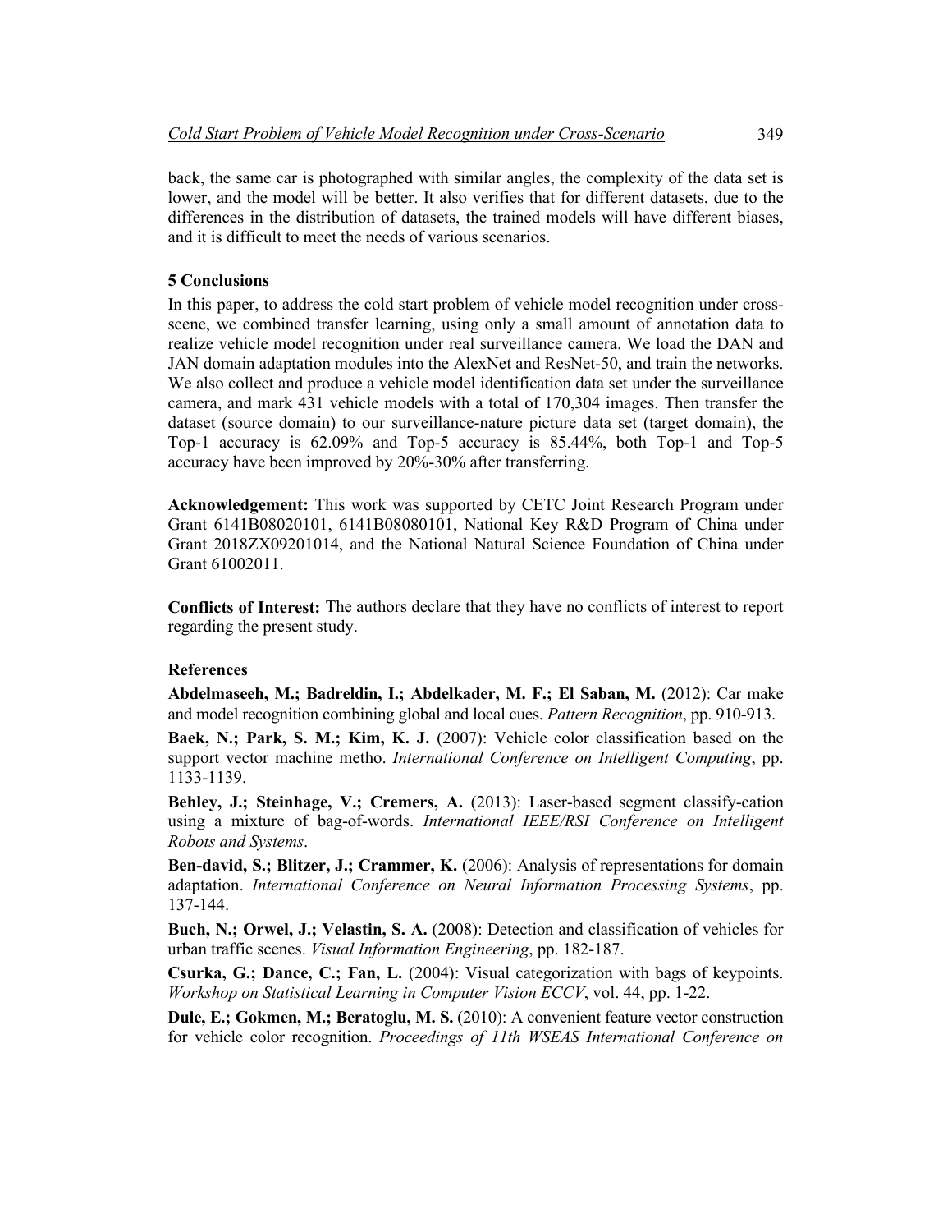back, the same car is photographed with similar angles, the complexity of the data set is lower, and the model will be better. It also verifies that for different datasets, due to the differences in the distribution of datasets, the trained models will have different biases, and it is difficult to meet the needs of various scenarios.

## 5 Conclusions

In this paper, to address the cold start problem of vehicle model recognition under cross-scene, we combined transfer learning, using only a small amount of annotation data to realize vehicle model recognition under real surveillance camera. We load the DAN and JAN domain adaptation modules into the AlexNet and ResNet-50, and train the networks. We also collect and produce a vehicle model identification data set under the surveillance camera, and mark 431 vehicle models with a total of 170,304 images. Then transfer the dataset (source domain) to our surveillance-nature picture data set (target domain), the Top-1 accuracy is 62.09% and Top-5 accuracy is 85.44%, both Top-1 and Top-5 accuracy have been improved by 20%-30% after transferring.

**Acknowledgement:** This work was supported by CETC Joint Research Program under Grant 6141B08020101, 6141B08080101, National Key R&D Program of China under Grant 2018ZX09201014, and the National Natural Science Foundation of China under Grant 61002011.

**Conflicts of Interest:** The authors declare that they have no conflicts of interest to report regarding the present study.

## References

**Abdelmaseeh, M.; Badreldin, I.; Abdelkader, M. F.; El Saban, M.** (2012): Car make and model recognition combining global and local cues. *Pattern Recognition*, pp. 910-913.

**Baek, N.; Park, S. M.; Kim, K. J.** (2007): Vehicle color classification based on the support vector machine metho. *International Conference on Intelligent Computing*, pp. 1133-1139.

**Behley, J.; Steinhage, V.; Cremers, A.** (2013): Laser-based segment classify-cation using a mixture of bag-of-words. *International IEEE/RSI Conference on Intelligent Robots and Systems*.

**Ben-david, S.; Blitzer, J.; Crammer, K.** (2006): Analysis of representations for domain adaptation. *International Conference on Neural Information Processing Systems*, pp. 137-144.

**Buch, N.; Orwel, J.; Velastin, S. A.** (2008): Detection and classification of vehicles for urban traffic scenes. *Visual Information Engineering*, pp. 182-187.

**Csurka, G.; Dance, C.; Fan, L.** (2004): Visual categorization with bags of keypoints. *Workshop on Statistical Learning in Computer Vision ECCV*, vol. 44, pp. 1-22.

**Dule, E.; Gokmen, M.; Beratoglu, M. S.** (2010): A convenient feature vector construction for vehicle color recognition. *Proceedings of 11th WSEAS International Conference on*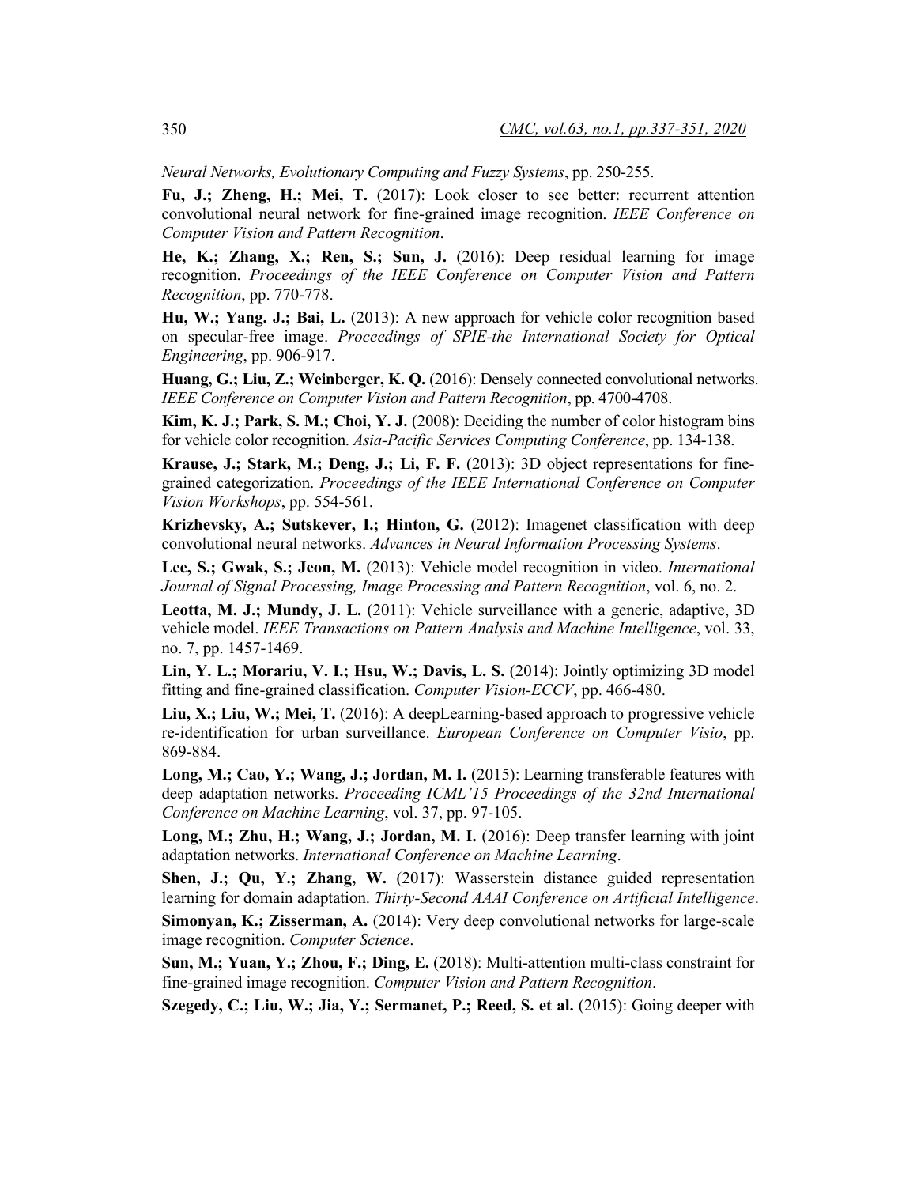*Neural Networks, Evolutionary Computing and Fuzzy Systems*, pp. 250-255.

**Fu, J.; Zheng, H.; Mei, T.** (2017): Look closer to see better: recurrent attention convolutional neural network for fine-grained image recognition. *IEEE Conference on Computer Vision and Pattern Recognition*.

**He, K.; Zhang, X.; Ren, S.; Sun, J.** (2016): Deep residual learning for image recognition. *Proceedings of the IEEE Conference on Computer Vision and Pattern Recognition*, pp. 770-778.

**Hu, W.; Yang. J.; Bai, L.** (2013): A new approach for vehicle color recognition based on specular-free image. *Proceedings of SPIE-the International Society for Optical Engineering*, pp. 906-917.

**Huang, G.; Liu, Z.; Weinberger, K. Q.** (2016): Densely connected convolutional networks. *IEEE Conference on Computer Vision and Pattern Recognition*, pp. 4700-4708.

**Kim, K. J.; Park, S. M.; Choi, Y. J.** (2008): Deciding the number of color histogram bins for vehicle color recognition. *Asia-Pacific Services Computing Conference*, pp. 134-138.

**Krause, J.; Stark, M.; Deng, J.; Li, F. F.** (2013): 3D object representations for fine-grained categorization. *Proceedings of the IEEE International Conference on Computer Vision Workshops*, pp. 554-561.

**Krizhevsky, A.; Sutskever, I.; Hinton, G.** (2012): Imagenet classification with deep convolutional neural networks. *Advances in Neural Information Processing Systems*.

**Lee, S.; Gwak, S.; Jeon, M.** (2013): Vehicle model recognition in video. *International Journal of Signal Processing, Image Processing and Pattern Recognition*, vol. 6, no. 2.

**Leotta, M. J.; Mundy, J. L.** (2011): Vehicle surveillance with a generic, adaptive, 3D vehicle model. *IEEE Transactions on Pattern Analysis and Machine Intelligence*, vol. 33, no. 7, pp. 1457-1469.

**Lin, Y. L.; Morariu, V. I.; Hsu, W.; Davis, L. S.** (2014): Jointly optimizing 3D model fitting and fine-grained classification. *Computer Vision-ECCV*, pp. 466-480.

**Liu, X.; Liu, W.; Mei, T.** (2016): A deepLearning-based approach to progressive vehicle re-identification for urban surveillance. *European Conference on Computer Visio*, pp. 869-884.

**Long, M.; Cao, Y.; Wang, J.; Jordan, M. I.** (2015): Learning transferable features with deep adaptation networks. *Proceeding ICML'15 Proceedings of the 32nd International Conference on Machine Learning*, vol. 37, pp. 97-105.

**Long, M.; Zhu, H.; Wang, J.; Jordan, M. I.** (2016): Deep transfer learning with joint adaptation networks. *International Conference on Machine Learning*.

**Shen, J.; Qu, Y.; Zhang, W.** (2017): Wasserstein distance guided representation learning for domain adaptation. *Thirty-Second AAAI Conference on Artificial Intelligence*.

**Simonyan, K.; Zisserman, A.** (2014): Very deep convolutional networks for large-scale image recognition. *Computer Science*.

**Sun, M.; Yuan, Y.; Zhou, F.; Ding, E.** (2018): Multi-attention multi-class constraint for fine-grained image recognition. *Computer Vision and Pattern Recognition*.

**Szegedy, C.; Liu, W.; Jia, Y.; Sermanet, P.; Reed, S. et al.** (2015): Going deeper with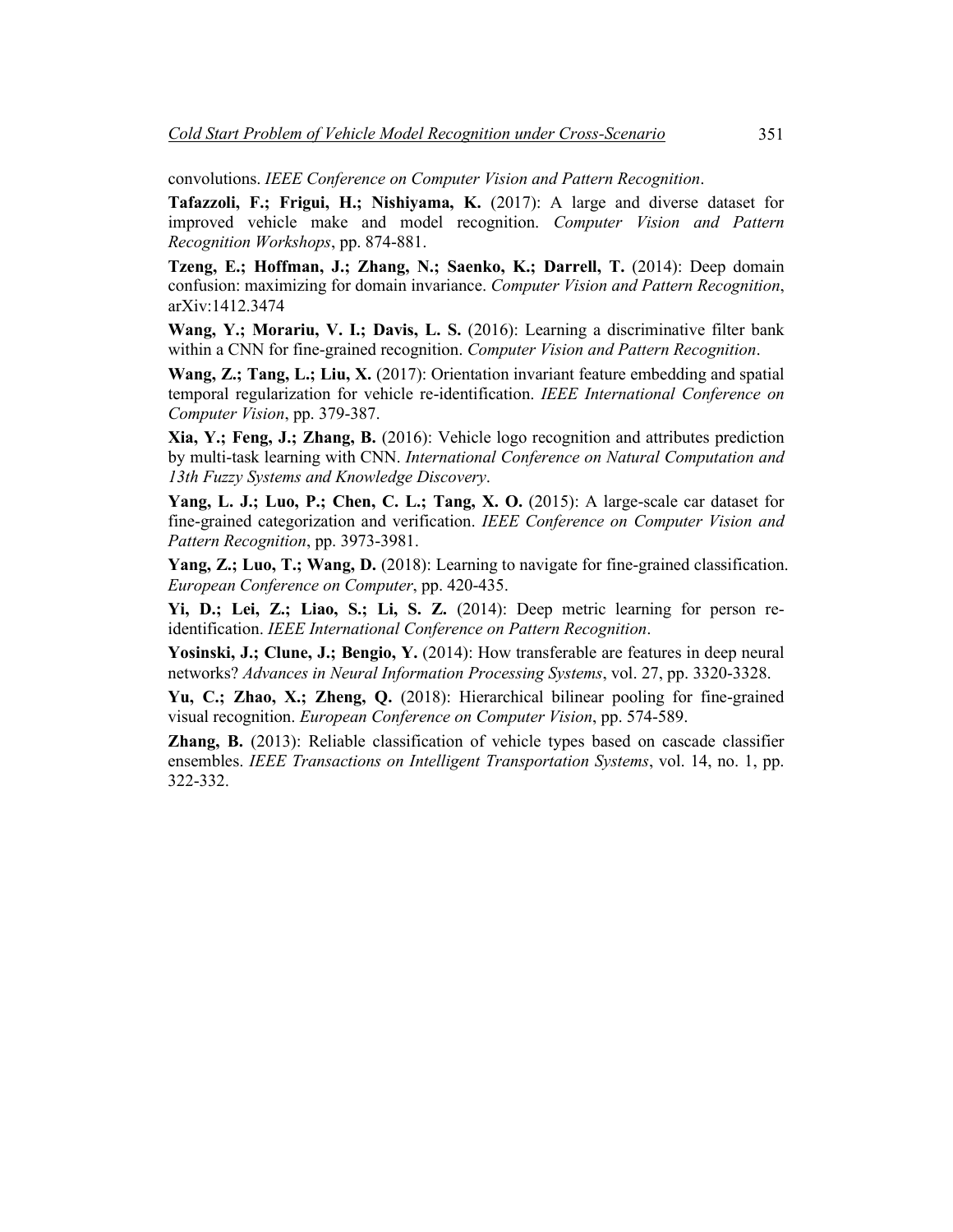convolutions. *IEEE Conference on Computer Vision and Pattern Recognition*.

**Tafazzoli, F.; Frigui, H.; Nishiyama, K.** (2017): A large and diverse dataset for improved vehicle make and model recognition. *Computer Vision and Pattern Recognition Workshops*, pp. 874-881.

**Tzeng, E.; Hoffman, J.; Zhang, N.; Saenko, K.; Darrell, T.** (2014): Deep domain confusion: maximizing for domain invariance. *Computer Vision and Pattern Recognition*, arXiv:1412.3474

**Wang, Y.; Morariu, V. I.; Davis, L. S.** (2016): Learning a discriminative filter bank within a CNN for fine-grained recognition. *Computer Vision and Pattern Recognition*.

**Wang, Z.; Tang, L.; Liu, X.** (2017): Orientation invariant feature embedding and spatial temporal regularization for vehicle re-identification. *IEEE International Conference on Computer Vision*, pp. 379-387.

**Xia, Y.; Feng, J.; Zhang, B.** (2016): Vehicle logo recognition and attributes prediction by multi-task learning with CNN. *International Conference on Natural Computation and 13th Fuzzy Systems and Knowledge Discovery*.

**Yang, L. J.; Luo, P.; Chen, C. L.; Tang, X. O.** (2015): A large-scale car dataset for fine-grained categorization and verification. *IEEE Conference on Computer Vision and Pattern Recognition*, pp. 3973-3981.

**Yang, Z.; Luo, T.; Wang, D.** (2018): Learning to navigate for fine-grained classification. *European Conference on Computer*, pp. 420-435.

**Yi, D.; Lei, Z.; Liao, S.; Li, S. Z.** (2014): Deep metric learning for person re-identification. *IEEE International Conference on Pattern Recognition*.

**Yosinski, J.; Clune, J.; Bengio, Y.** (2014): How transferable are features in deep neural networks? *Advances in Neural Information Processing Systems*, vol. 27, pp. 3320-3328.

**Yu, C.; Zhao, X.; Zheng, Q.** (2018): Hierarchical bilinear pooling for fine-grained visual recognition. *European Conference on Computer Vision*, pp. 574-589.

**Zhang, B.** (2013): Reliable classification of vehicle types based on cascade classifier ensembles. *IEEE Transactions on Intelligent Transportation Systems*, vol. 14, no. 1, pp. 322-332.